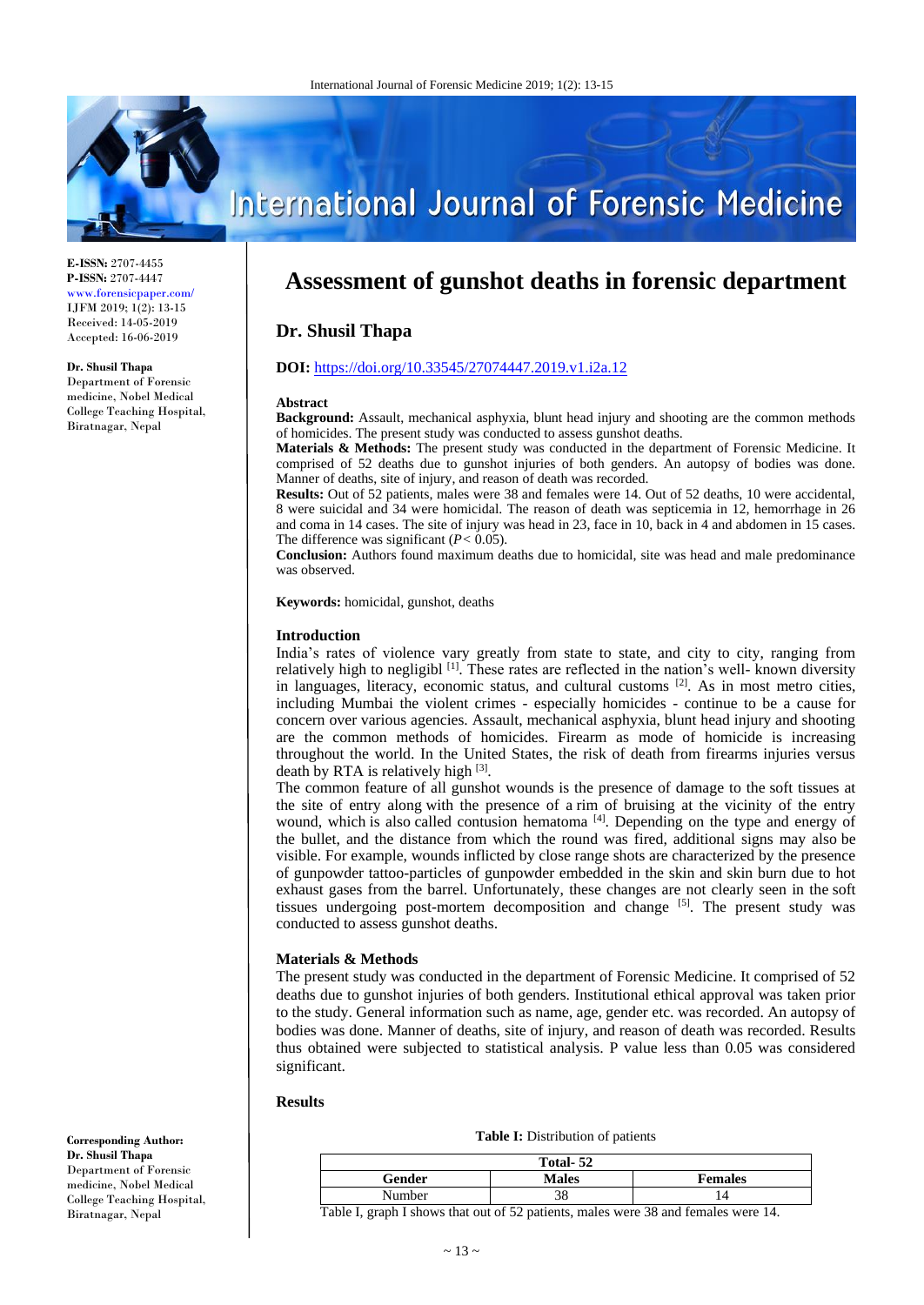**E-ISSN:** 2707-4455
**P-ISSN:** 2707-4447
www.forensicpaper.com/
IJFM 2019; 1(2): 13-15
Received: 14-05-2019
Accepted: 16-06-2019

**Dr. Shusil Thapa**
Department of Forensic medicine, Nobel Medical College Teaching Hospital, Biratnagar, Nepal

# Assessment of gunshot deaths in forensic department

## Dr. Shusil Thapa

**DOI:** https://doi.org/10.33545/27074447.2019.v1.i2a.12

### Abstract

**Background:** Assault, mechanical asphyxia, blunt head injury and shooting are the common methods of homicides. The present study was conducted to assess gunshot deaths.

**Materials & Methods:** The present study was conducted in the department of Forensic Medicine. It comprised of 52 deaths due to gunshot injuries of both genders. An autopsy of bodies was done. Manner of deaths, site of injury, and reason of death was recorded.

**Results:** Out of 52 patients, males were 38 and females were 14. Out of 52 deaths, 10 were accidental, 8 were suicidal and 34 were homicidal. The reason of death was septicemia in 12, hemorrhage in 26 and coma in 14 cases. The site of injury was head in 23, face in 10, back in 4 and abdomen in 15 cases. The difference was significant ($P < 0.05$).

**Conclusion:** Authors found maximum deaths due to homicidal, site was head and male predominance was observed.

**Keywords:** homicidal, gunshot, deaths

### Introduction

India's rates of violence vary greatly from state to state, and city to city, ranging from relatively high to negligibl [1]. These rates are reflected in the nation's well- known diversity in languages, literacy, economic status, and cultural customs [2]. As in most metro cities, including Mumbai the violent crimes - especially homicides - continue to be a cause for concern over various agencies. Assault, mechanical asphyxia, blunt head injury and shooting are the common methods of homicides. Firearm as mode of homicide is increasing throughout the world. In the United States, the risk of death from firearms injuries versus death by RTA is relatively high [3].

The common feature of all gunshot wounds is the presence of damage to the soft tissues at the site of entry along with the presence of a rim of bruising at the vicinity of the entry wound, which is also called contusion hematoma [4]. Depending on the type and energy of the bullet, and the distance from which the round was fired, additional signs may also be visible. For example, wounds inflicted by close range shots are characterized by the presence of gunpowder tattoo-particles of gunpowder embedded in the skin and skin burn due to hot exhaust gases from the barrel. Unfortunately, these changes are not clearly seen in the soft tissues undergoing post-mortem decomposition and change [5]. The present study was conducted to assess gunshot deaths.

### Materials & Methods

The present study was conducted in the department of Forensic Medicine. It comprised of 52 deaths due to gunshot injuries of both genders. Institutional ethical approval was taken prior to the study. General information such as name, age, gender etc. was recorded. An autopsy of bodies was done. Manner of deaths, site of injury, and reason of death was recorded. Results thus obtained were subjected to statistical analysis. P value less than 0.05 was considered significant.

### Results

**Table I:** Distribution of patients

| Total- 52 | | |
|---|---|---|
| **Gender** | **Males** | **Females** |
| Number | 38 | 14 |

Table I, graph I shows that out of 52 patients, males were 38 and females were 14.

**Corresponding Author:**
**Dr. Shusil Thapa**
Department of Forensic medicine, Nobel Medical College Teaching Hospital, Biratnagar, Nepal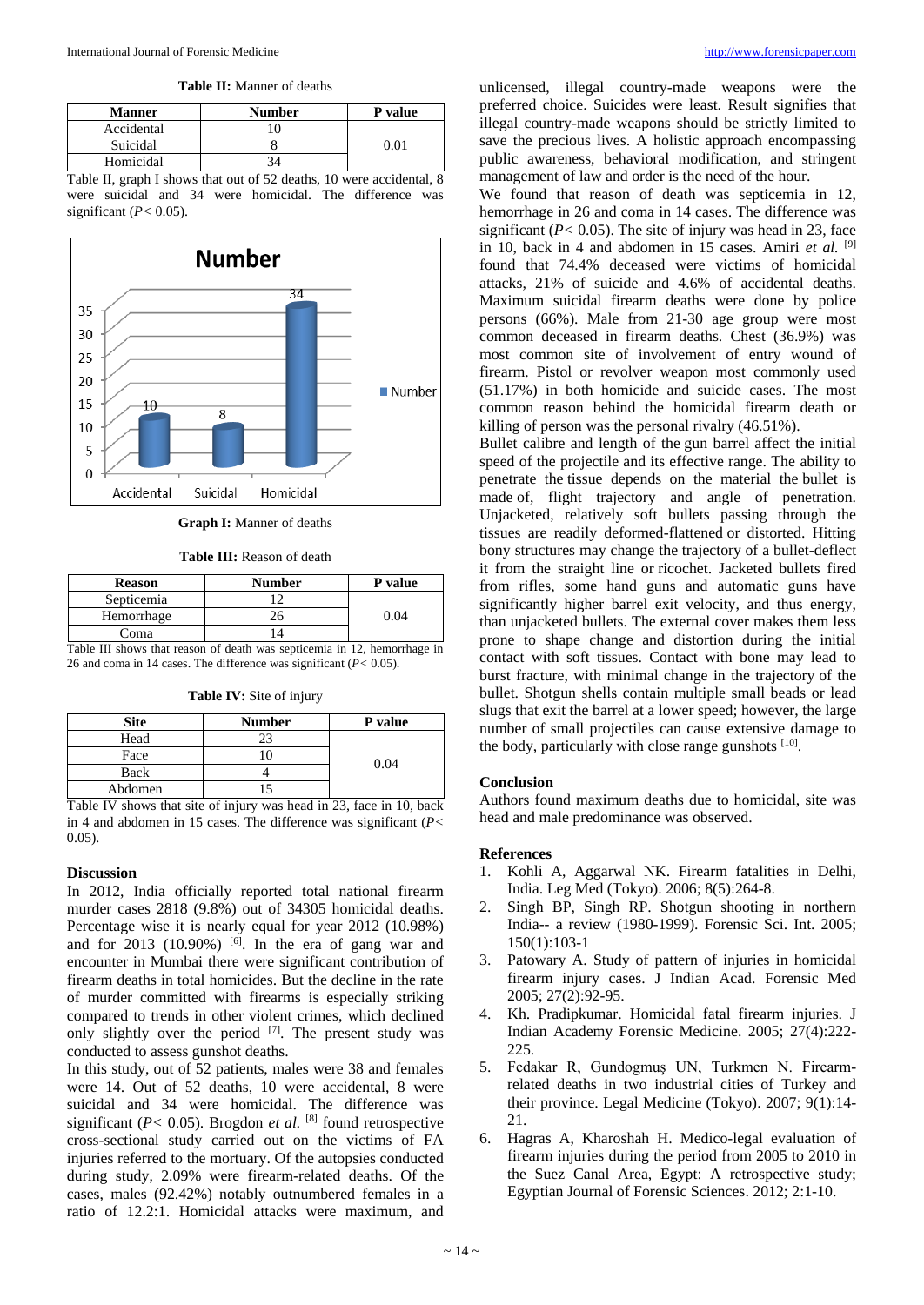**Table II:** Manner of deaths

| Manner | Number | P value |
|---|---|---|
| Accidental | 10 | |
| Suicidal | 8 | 0.01 |
| Homicidal | 34 | |

Table II, graph I shows that out of 52 deaths, 10 were accidental, 8 were suicidal and 34 were homicidal. The difference was significant ($P < 0.05$).

**Graph I:** Manner of deaths

**Table III:** Reason of death

| Reason | Number | P value |
|---|---|---|
| Septicemia | 12 | |
| Hemorrhage | 26 | 0.04 |
| Coma | 14 | |

Table III shows that reason of death was septicemia in 12, hemorrhage in 26 and coma in 14 cases. The difference was significant ($P < 0.05$).

**Table IV:** Site of injury

| Site | Number | P value |
|---|---|---|
| Head | 23 | |
| Face | 10 | 0.04 |
| Back | 4 | |
| Abdomen | 15 | |

Table IV shows that site of injury was head in 23, face in 10, back in 4 and abdomen in 15 cases. The difference was significant ($P < 0.05$).

## Discussion

In 2012, India officially reported total national firearm murder cases 2818 (9.8%) out of 34305 homicidal deaths. Percentage wise it is nearly equal for year 2012 (10.98%) and for 2013 (10.90%) [6]. In the era of gang war and encounter in Mumbai there were significant contribution of firearm deaths in total homicides. But the decline in the rate of murder committed with firearms is especially striking compared to trends in other violent crimes, which declined only slightly over the period [7]. The present study was conducted to assess gunshot deaths.

In this study, out of 52 patients, males were 38 and females were 14. Out of 52 deaths, 10 were accidental, 8 were suicidal and 34 were homicidal. The difference was significant ($P < 0.05$). Brogdon *et al.* [8] found retrospective cross-sectional study carried out on the victims of FA injuries referred to the mortuary. Of the autopsies conducted during study, 2.09% were firearm-related deaths. Of the cases, males (92.42%) notably outnumbered females in a ratio of 12.2:1. Homicidal attacks were maximum, and unlicensed, illegal country-made weapons were the preferred choice. Suicides were least. Result signifies that illegal country-made weapons should be strictly limited to save the precious lives. A holistic approach encompassing public awareness, behavioral modification, and stringent management of law and order is the need of the hour.

We found that reason of death was septicemia in 12, hemorrhage in 26 and coma in 14 cases. The difference was significant ($P < 0.05$). The site of injury was head in 23, face in 10, back in 4 and abdomen in 15 cases. Amiri *et al.* [9] found that 74.4% deceased were victims of homicidal attacks, 21% of suicide and 4.6% of accidental deaths. Maximum suicidal firearm deaths were done by police persons (66%). Male from 21-30 age group were most common deceased in firearm deaths. Chest (36.9%) was most common site of involvement of entry wound of firearm. Pistol or revolver weapon most commonly used (51.17%) in both homicide and suicide cases. The most common reason behind the homicidal firearm death or killing of person was the personal rivalry (46.51%).

Bullet calibre and length of the gun barrel affect the initial speed of the projectile and its effective range. The ability to penetrate the tissue depends on the material the bullet is made of, flight trajectory and angle of penetration. Unjacketed, relatively soft bullets passing through the tissues are readily deformed-flattened or distorted. Hitting bony structures may change the trajectory of a bullet-deflect it from the straight line or ricochet. Jacketed bullets fired from rifles, some hand guns and automatic guns have significantly higher barrel exit velocity, and thus energy, than unjacketed bullets. The external cover makes them less prone to shape change and distortion during the initial contact with soft tissues. Contact with bone may lead to burst fracture, with minimal change in the trajectory of the bullet. Shotgun shells contain multiple small beads or lead slugs that exit the barrel at a lower speed; however, the large number of small projectiles can cause extensive damage to the body, particularly with close range gunshots [10].

## Conclusion

Authors found maximum deaths due to homicidal, site was head and male predominance was observed.

## References

1. Kohli A, Aggarwal NK. Firearm fatalities in Delhi, India. Leg Med (Tokyo). 2006; 8(5):264-8.
2. Singh BP, Singh RP. Shotgun shooting in northern India-- a review (1980-1999). Forensic Sci. Int. 2005; 150(1):103-1
3. Patowary A. Study of pattern of injuries in homicidal firearm injury cases. J Indian Acad. Forensic Med 2005; 27(2):92-95.
4. Kh. Pradipkumar. Homicidal fatal firearm injuries. J Indian Academy Forensic Medicine. 2005; 27(4):222-225.
5. Fedakar R, Gundogmuş UN, Turkmen N. Firearm-related deaths in two industrial cities of Turkey and their province. Legal Medicine (Tokyo). 2007; 9(1):14-21.
6. Hagras A, Kharoshah H. Medico-legal evaluation of firearm injuries during the period from 2005 to 2010 in the Suez Canal Area, Egypt: A retrospective study; Egyptian Journal of Forensic Sciences. 2012; 2:1-10.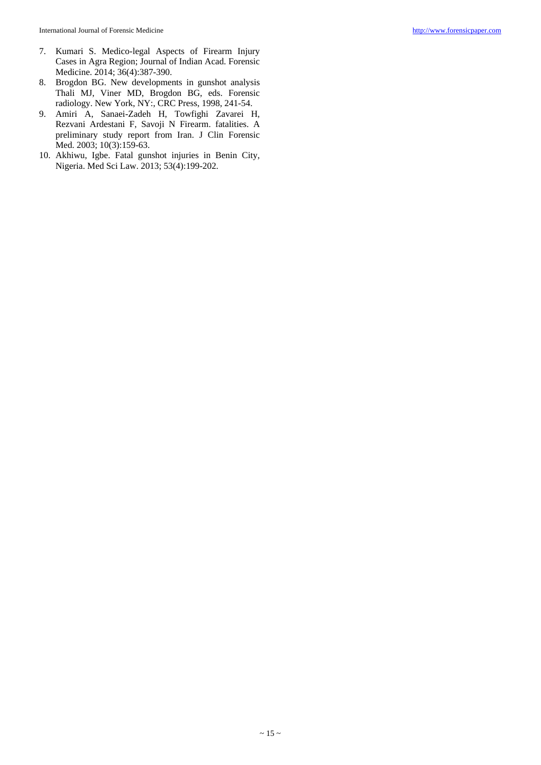7. Kumari S. Medico-legal Aspects of Firearm Injury Cases in Agra Region; Journal of Indian Acad. Forensic Medicine. 2014; 36(4):387-390.
8. Brogdon BG. New developments in gunshot analysis Thali MJ, Viner MD, Brogdon BG, eds. Forensic radiology. New York, NY:, CRC Press, 1998, 241-54.
9. Amiri A, Sanaei-Zadeh H, Towfighi Zavarei H, Rezvani Ardestani F, Savoji N Firearm. fatalities. A preliminary study report from Iran. J Clin Forensic Med. 2003; 10(3):159-63.
10. Akhiwu, Igbe. Fatal gunshot injuries in Benin City, Nigeria. Med Sci Law. 2013; 53(4):199-202.